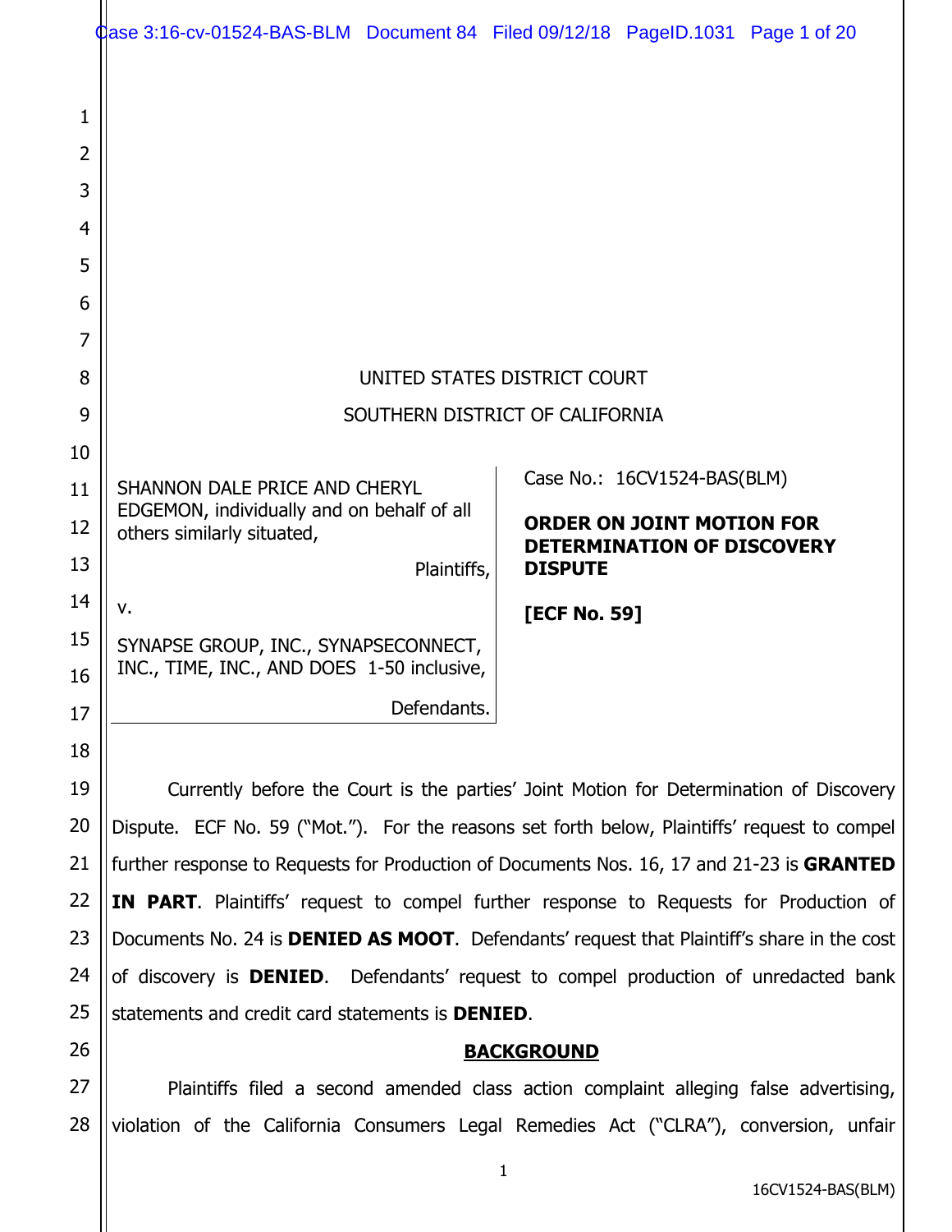UNITED STATES DISTRICT COURT

SOUTHERN DISTRICT OF CALIFORNIA

| | |
|---|---|
| SHANNON DALE PRICE AND CHERYL EDGEMON, individually and on behalf of all others similarly situated,<br><br>Plaintiffs,<br><br>v.<br><br>SYNAPSE GROUP, INC., SYNAPSECONNECT, INC., TIME, INC., AND DOES 1-50 inclusive,<br><br>Defendants. | Case No.: 16CV1524-BAS(BLM)<br><br>**ORDER ON JOINT MOTION FOR DETERMINATION OF DISCOVERY DISPUTE**<br><br>**[ECF No. 59]** |

Currently before the Court is the parties' Joint Motion for Determination of Discovery Dispute. ECF No. 59 ("Mot."). For the reasons set forth below, Plaintiffs' request to compel further response to Requests for Production of Documents Nos. 16, 17 and 21-23 is **GRANTED IN PART**. Plaintiffs' request to compel further response to Requests for Production of Documents No. 24 is **DENIED AS MOOT**. Defendants' request that Plaintiff's share in the cost of discovery is **DENIED**. Defendants' request to compel production of unredacted bank statements and credit card statements is **DENIED**.

## BACKGROUND

Plaintiffs filed a second amended class action complaint alleging false advertising, violation of the California Consumers Legal Remedies Act ("CLRA"), conversion, unfair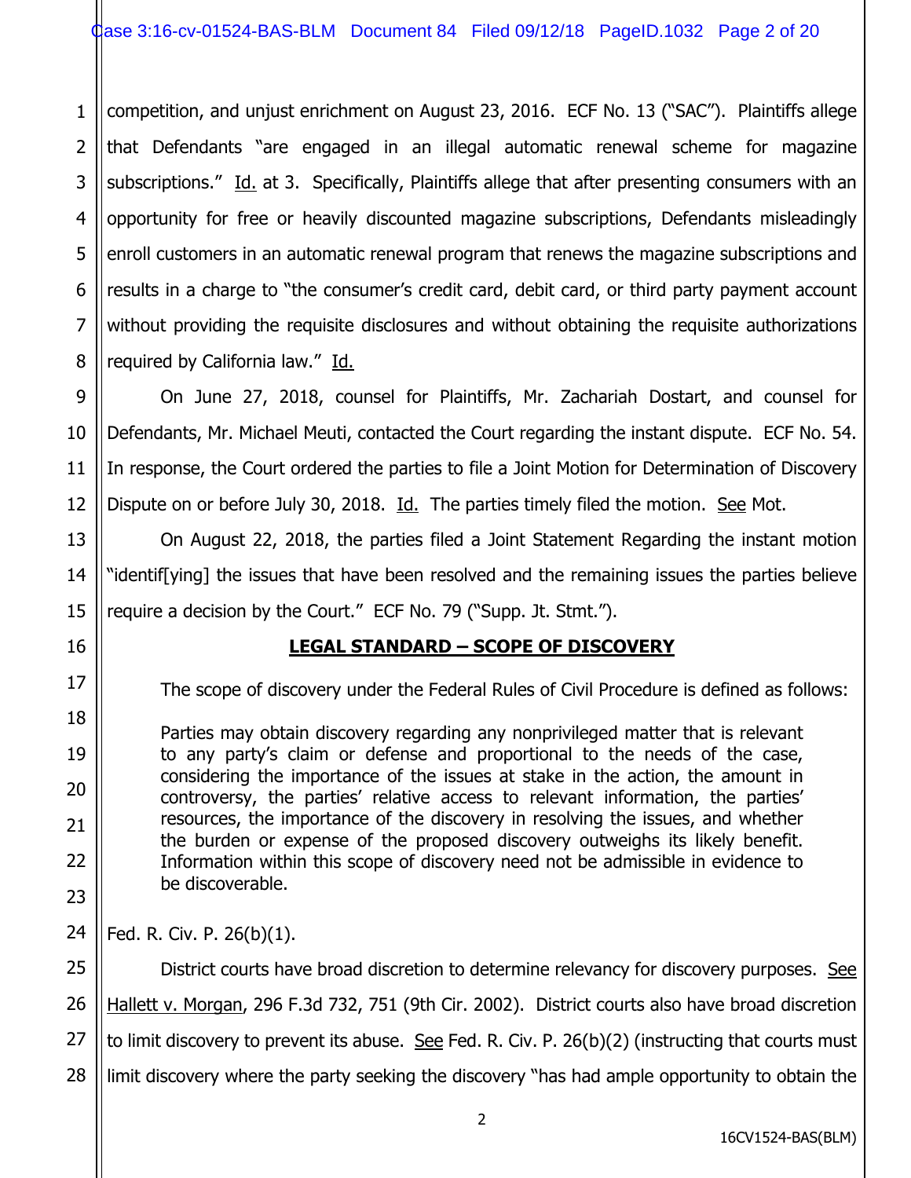competition, and unjust enrichment on August 23, 2016. ECF No. 13 ("SAC"). Plaintiffs allege that Defendants "are engaged in an illegal automatic renewal scheme for magazine subscriptions." Id. at 3. Specifically, Plaintiffs allege that after presenting consumers with an opportunity for free or heavily discounted magazine subscriptions, Defendants misleadingly enroll customers in an automatic renewal program that renews the magazine subscriptions and results in a charge to "the consumer's credit card, debit card, or third party payment account without providing the requisite disclosures and without obtaining the requisite authorizations required by California law." Id.

On June 27, 2018, counsel for Plaintiffs, Mr. Zachariah Dostart, and counsel for Defendants, Mr. Michael Meuti, contacted the Court regarding the instant dispute. ECF No. 54. In response, the Court ordered the parties to file a Joint Motion for Determination of Discovery Dispute on or before July 30, 2018. Id. The parties timely filed the motion. See Mot.

On August 22, 2018, the parties filed a Joint Statement Regarding the instant motion "identif[ying] the issues that have been resolved and the remaining issues the parties believe require a decision by the Court." ECF No. 79 ("Supp. Jt. Stmt.").

## LEGAL STANDARD – SCOPE OF DISCOVERY

The scope of discovery under the Federal Rules of Civil Procedure is defined as follows:

> Parties may obtain discovery regarding any nonprivileged matter that is relevant to any party's claim or defense and proportional to the needs of the case, considering the importance of the issues at stake in the action, the amount in controversy, the parties' relative access to relevant information, the parties' resources, the importance of the discovery in resolving the issues, and whether the burden or expense of the proposed discovery outweighs its likely benefit. Information within this scope of discovery need not be admissible in evidence to be discoverable.

Fed. R. Civ. P. 26(b)(1).

District courts have broad discretion to determine relevancy for discovery purposes. See Hallett v. Morgan, 296 F.3d 732, 751 (9th Cir. 2002). District courts also have broad discretion to limit discovery to prevent its abuse. See Fed. R. Civ. P. 26(b)(2) (instructing that courts must limit discovery where the party seeking the discovery "has had ample opportunity to obtain the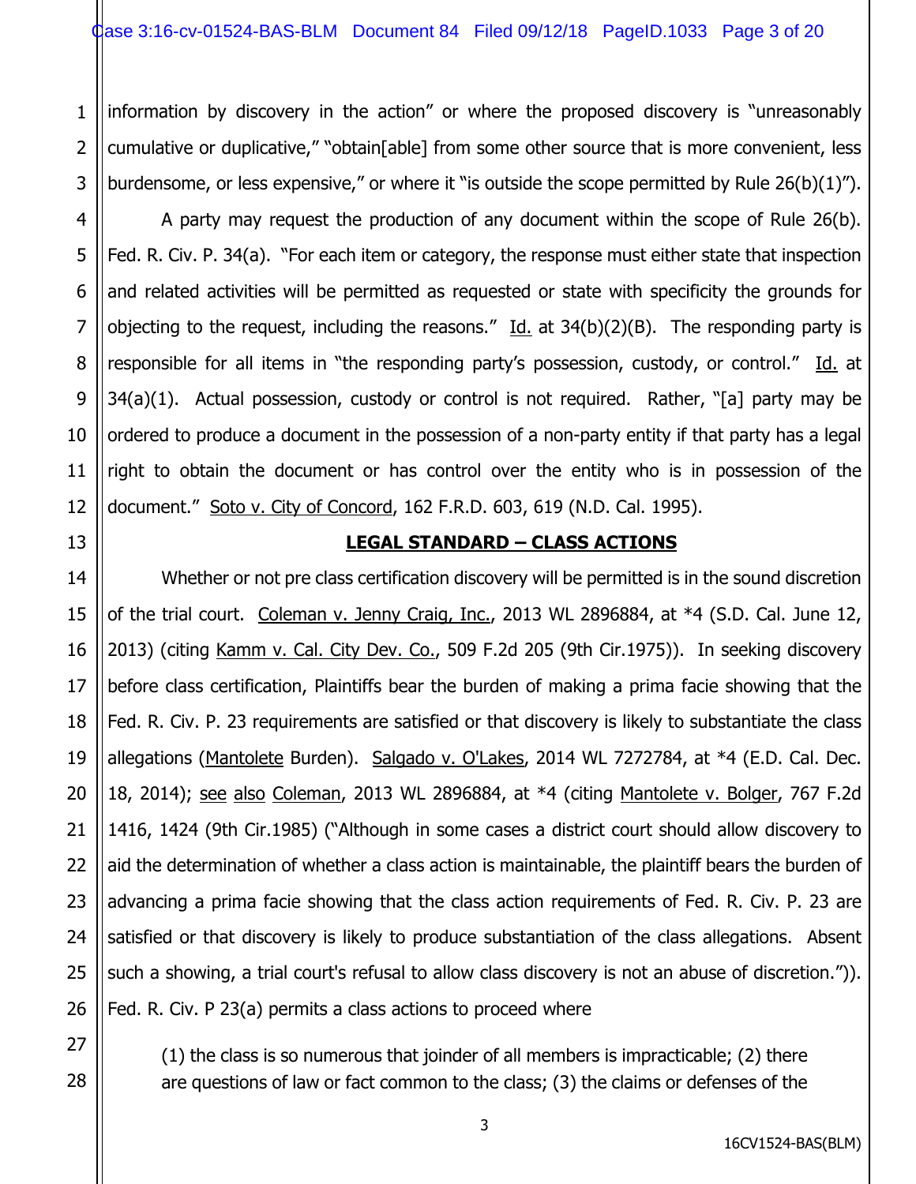information by discovery in the action" or where the proposed discovery is "unreasonably cumulative or duplicative," "obtain[able] from some other source that is more convenient, less burdensome, or less expensive," or where it "is outside the scope permitted by Rule 26(b)(1)").

A party may request the production of any document within the scope of Rule 26(b). Fed. R. Civ. P. 34(a). "For each item or category, the response must either state that inspection and related activities will be permitted as requested or state with specificity the grounds for objecting to the request, including the reasons." Id. at 34(b)(2)(B). The responding party is responsible for all items in "the responding party's possession, custody, or control." Id. at 34(a)(1). Actual possession, custody or control is not required. Rather, "[a] party may be ordered to produce a document in the possession of a non-party entity if that party has a legal right to obtain the document or has control over the entity who is in possession of the document." Soto v. City of Concord, 162 F.R.D. 603, 619 (N.D. Cal. 1995).

## LEGAL STANDARD – CLASS ACTIONS

Whether or not pre class certification discovery will be permitted is in the sound discretion of the trial court. Coleman v. Jenny Craig, Inc., 2013 WL 2896884, at *4 (S.D. Cal. June 12, 2013) (citing Kamm v. Cal. City Dev. Co., 509 F.2d 205 (9th Cir.1975)). In seeking discovery before class certification, Plaintiffs bear the burden of making a prima facie showing that the Fed. R. Civ. P. 23 requirements are satisfied or that discovery is likely to substantiate the class allegations (Mantolete Burden). Salgado v. O'Lakes, 2014 WL 7272784, at *4 (E.D. Cal. Dec. 18, 2014); see also Coleman, 2013 WL 2896884, at *4 (citing Mantolete v. Bolger, 767 F.2d 1416, 1424 (9th Cir.1985) ("Although in some cases a district court should allow discovery to aid the determination of whether a class action is maintainable, the plaintiff bears the burden of advancing a prima facie showing that the class action requirements of Fed. R. Civ. P. 23 are satisfied or that discovery is likely to produce substantiation of the class allegations. Absent such a showing, a trial court's refusal to allow class discovery is not an abuse of discretion.")). Fed. R. Civ. P 23(a) permits a class actions to proceed where

> (1) the class is so numerous that joinder of all members is impracticable; (2) there are questions of law or fact common to the class; (3) the claims or defenses of the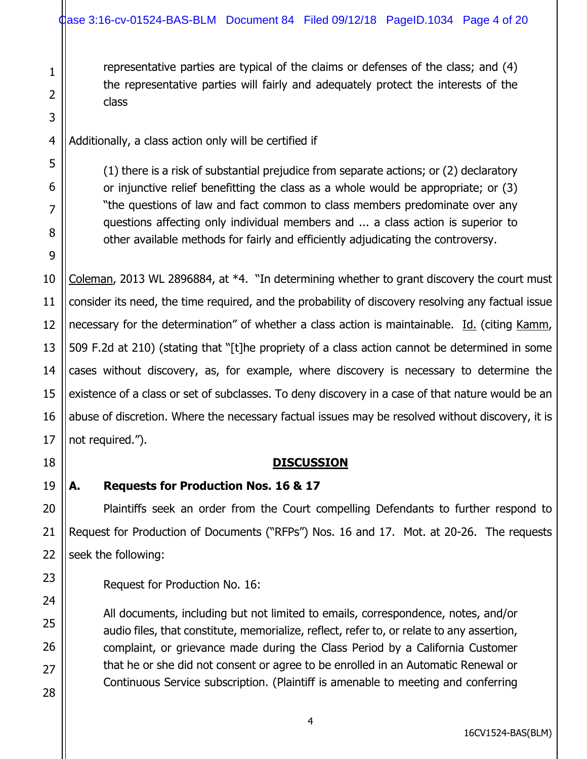> representative parties are typical of the claims or defenses of the class; and (4) the representative parties will fairly and adequately protect the interests of the class

Additionally, a class action only will be certified if

> (1) there is a risk of substantial prejudice from separate actions; or (2) declaratory or injunctive relief benefitting the class as a whole would be appropriate; or (3) "the questions of law and fact common to class members predominate over any questions affecting only individual members and ... a class action is superior to other available methods for fairly and efficiently adjudicating the controversy.

Coleman, 2013 WL 2896884, at *4. "In determining whether to grant discovery the court must consider its need, the time required, and the probability of discovery resolving any factual issue necessary for the determination" of whether a class action is maintainable. Id. (citing Kamm, 509 F.2d at 210) (stating that "[t]he propriety of a class action cannot be determined in some cases without discovery, as, for example, where discovery is necessary to determine the existence of a class or set of subclasses. To deny discovery in a case of that nature would be an abuse of discretion. Where the necessary factual issues may be resolved without discovery, it is not required.").

## DISCUSSION

### A. Requests for Production Nos. 16 & 17

Plaintiffs seek an order from the Court compelling Defendants to further respond to Request for Production of Documents ("RFPs") Nos. 16 and 17. Mot. at 20-26. The requests seek the following:

> Request for Production No. 16:
>
> All documents, including but not limited to emails, correspondence, notes, and/or audio files, that constitute, memorialize, reflect, refer to, or relate to any assertion, complaint, or grievance made during the Class Period by a California Customer that he or she did not consent or agree to be enrolled in an Automatic Renewal or Continuous Service subscription. (Plaintiff is amenable to meeting and conferring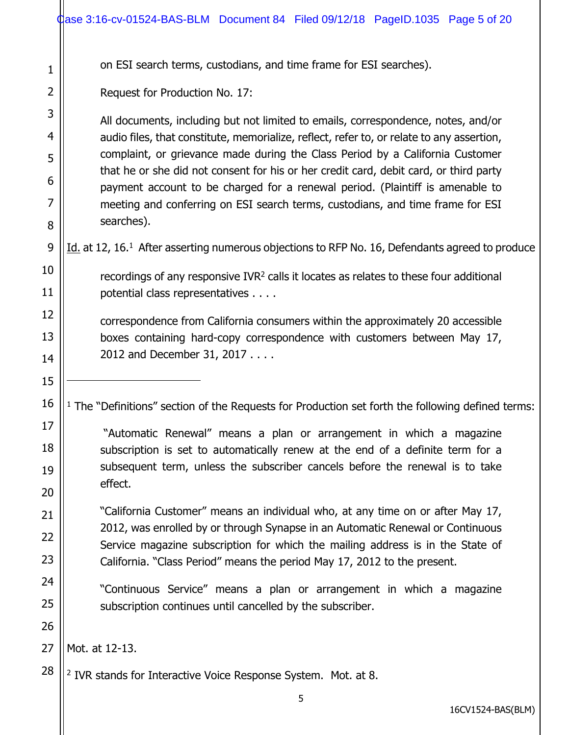on ESI search terms, custodians, and time frame for ESI searches).

> Request for Production No. 17:
>
> All documents, including but not limited to emails, correspondence, notes, and/or audio files, that constitute, memorialize, reflect, refer to, or relate to any assertion, complaint, or grievance made during the Class Period by a California Customer that he or she did not consent for his or her credit card, debit card, or third party payment account to be charged for a renewal period. (Plaintiff is amenable to meeting and conferring on ESI search terms, custodians, and time frame for ESI searches).

Id. at 12, 16.[1] After asserting numerous objections to RFP No. 16, Defendants agreed to produce

> recordings of any responsive IVR[2] calls it locates as relates to these four additional potential class representatives . . . .
>
> correspondence from California consumers within the approximately 20 accessible boxes containing hard-copy correspondence with customers between May 17, 2012 and December 31, 2017 . . . .

Mot. at 12-13.

---

[1] The "Definitions" section of the Requests for Production set forth the following defined terms:

> "Automatic Renewal" means a plan or arrangement in which a magazine subscription is set to automatically renew at the end of a definite term for a subsequent term, unless the subscriber cancels before the renewal is to take effect.
>
> "California Customer" means an individual who, at any time on or after May 17, 2012, was enrolled by or through Synapse in an Automatic Renewal or Continuous Service magazine subscription for which the mailing address is in the State of California. "Class Period" means the period May 17, 2012 to the present.
>
> "Continuous Service" means a plan or arrangement in which a magazine subscription continues until cancelled by the subscriber.

[2] IVR stands for Interactive Voice Response System. Mot. at 8.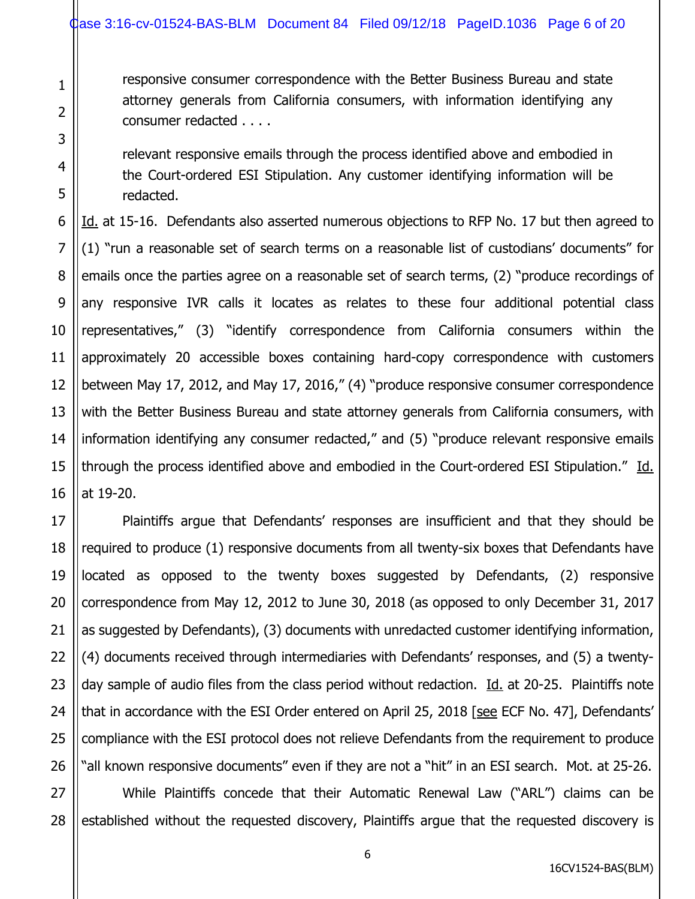> responsive consumer correspondence with the Better Business Bureau and state attorney generals from California consumers, with information identifying any consumer redacted . . . .
>
> relevant responsive emails through the process identified above and embodied in the Court-ordered ESI Stipulation. Any customer identifying information will be redacted.

Id. at 15-16. Defendants also asserted numerous objections to RFP No. 17 but then agreed to (1) "run a reasonable set of search terms on a reasonable list of custodians' documents" for emails once the parties agree on a reasonable set of search terms, (2) "produce recordings of any responsive IVR calls it locates as relates to these four additional potential class representatives," (3) "identify correspondence from California consumers within the approximately 20 accessible boxes containing hard-copy correspondence with customers between May 17, 2012, and May 17, 2016," (4) "produce responsive consumer correspondence with the Better Business Bureau and state attorney generals from California consumers, with information identifying any consumer redacted," and (5) "produce relevant responsive emails through the process identified above and embodied in the Court-ordered ESI Stipulation." Id. at 19-20.

Plaintiffs argue that Defendants' responses are insufficient and that they should be required to produce (1) responsive documents from all twenty-six boxes that Defendants have located as opposed to the twenty boxes suggested by Defendants, (2) responsive correspondence from May 12, 2012 to June 30, 2018 (as opposed to only December 31, 2017 as suggested by Defendants), (3) documents with unredacted customer identifying information, (4) documents received through intermediaries with Defendants' responses, and (5) a twenty-day sample of audio files from the class period without redaction. Id. at 20-25. Plaintiffs note that in accordance with the ESI Order entered on April 25, 2018 [see ECF No. 47], Defendants' compliance with the ESI protocol does not relieve Defendants from the requirement to produce "all known responsive documents" even if they are not a "hit" in an ESI search. Mot. at 25-26.

While Plaintiffs concede that their Automatic Renewal Law ("ARL") claims can be established without the requested discovery, Plaintiffs argue that the requested discovery is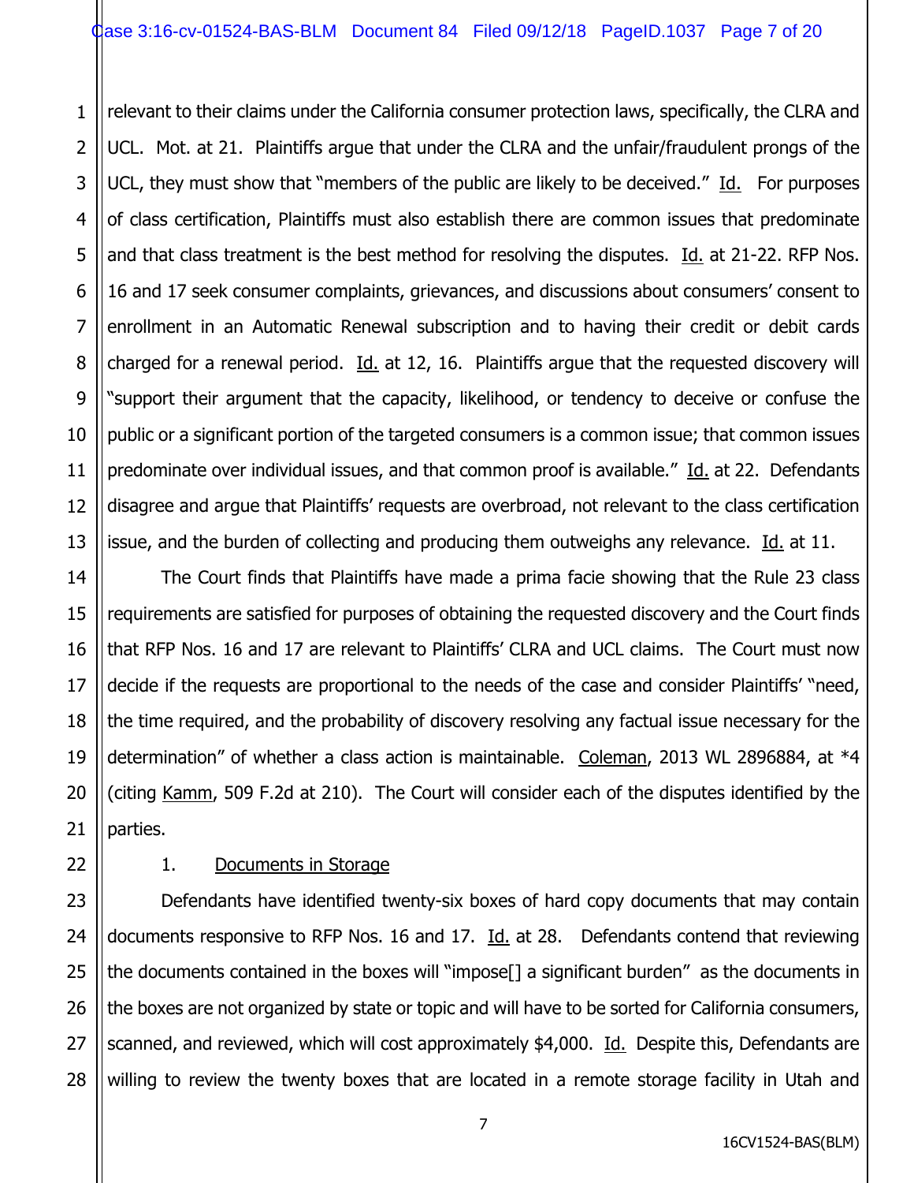relevant to their claims under the California consumer protection laws, specifically, the CLRA and UCL. Mot. at 21. Plaintiffs argue that under the CLRA and the unfair/fraudulent prongs of the UCL, they must show that "members of the public are likely to be deceived." Id. For purposes of class certification, Plaintiffs must also establish there are common issues that predominate and that class treatment is the best method for resolving the disputes. Id. at 21-22. RFP Nos. 16 and 17 seek consumer complaints, grievances, and discussions about consumers' consent to enrollment in an Automatic Renewal subscription and to having their credit or debit cards charged for a renewal period. Id. at 12, 16. Plaintiffs argue that the requested discovery will "support their argument that the capacity, likelihood, or tendency to deceive or confuse the public or a significant portion of the targeted consumers is a common issue; that common issues predominate over individual issues, and that common proof is available." Id. at 22. Defendants disagree and argue that Plaintiffs' requests are overbroad, not relevant to the class certification issue, and the burden of collecting and producing them outweighs any relevance. Id. at 11.

The Court finds that Plaintiffs have made a prima facie showing that the Rule 23 class requirements are satisfied for purposes of obtaining the requested discovery and the Court finds that RFP Nos. 16 and 17 are relevant to Plaintiffs' CLRA and UCL claims. The Court must now decide if the requests are proportional to the needs of the case and consider Plaintiffs' "need, the time required, and the probability of discovery resolving any factual issue necessary for the determination" of whether a class action is maintainable. Coleman, 2013 WL 2896884, at *4 (citing Kamm, 509 F.2d at 210). The Court will consider each of the disputes identified by the parties.

1. Documents in Storage

Defendants have identified twenty-six boxes of hard copy documents that may contain documents responsive to RFP Nos. 16 and 17. Id. at 28. Defendants contend that reviewing the documents contained in the boxes will "impose[] a significant burden" as the documents in the boxes are not organized by state or topic and will have to be sorted for California consumers, scanned, and reviewed, which will cost approximately $4,000. Id. Despite this, Defendants are willing to review the twenty boxes that are located in a remote storage facility in Utah and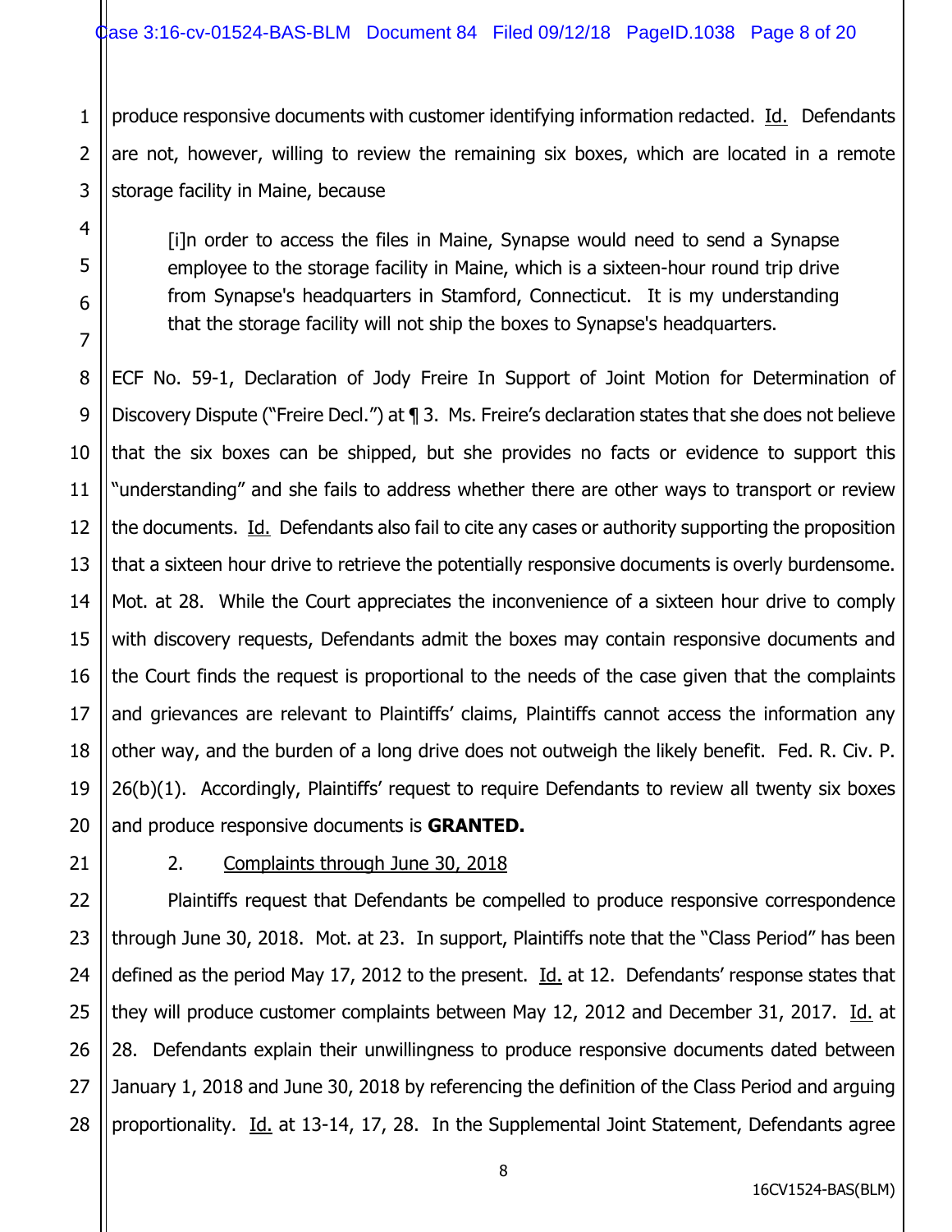produce responsive documents with customer identifying information redacted. Id. Defendants are not, however, willing to review the remaining six boxes, which are located in a remote storage facility in Maine, because

> [i]n order to access the files in Maine, Synapse would need to send a Synapse employee to the storage facility in Maine, which is a sixteen-hour round trip drive from Synapse's headquarters in Stamford, Connecticut. It is my understanding that the storage facility will not ship the boxes to Synapse's headquarters.

ECF No. 59-1, Declaration of Jody Freire In Support of Joint Motion for Determination of Discovery Dispute ("Freire Decl.") at ¶ 3. Ms. Freire's declaration states that she does not believe that the six boxes can be shipped, but she provides no facts or evidence to support this "understanding" and she fails to address whether there are other ways to transport or review the documents. Id. Defendants also fail to cite any cases or authority supporting the proposition that a sixteen hour drive to retrieve the potentially responsive documents is overly burdensome. Mot. at 28. While the Court appreciates the inconvenience of a sixteen hour drive to comply with discovery requests, Defendants admit the boxes may contain responsive documents and the Court finds the request is proportional to the needs of the case given that the complaints and grievances are relevant to Plaintiffs' claims, Plaintiffs cannot access the information any other way, and the burden of a long drive does not outweigh the likely benefit. Fed. R. Civ. P. 26(b)(1). Accordingly, Plaintiffs' request to require Defendants to review all twenty six boxes and produce responsive documents is **GRANTED.**

2. Complaints through June 30, 2018

Plaintiffs request that Defendants be compelled to produce responsive correspondence through June 30, 2018. Mot. at 23. In support, Plaintiffs note that the "Class Period" has been defined as the period May 17, 2012 to the present. Id. at 12. Defendants' response states that they will produce customer complaints between May 12, 2012 and December 31, 2017. Id. at 28. Defendants explain their unwillingness to produce responsive documents dated between January 1, 2018 and June 30, 2018 by referencing the definition of the Class Period and arguing proportionality. Id. at 13-14, 17, 28. In the Supplemental Joint Statement, Defendants agree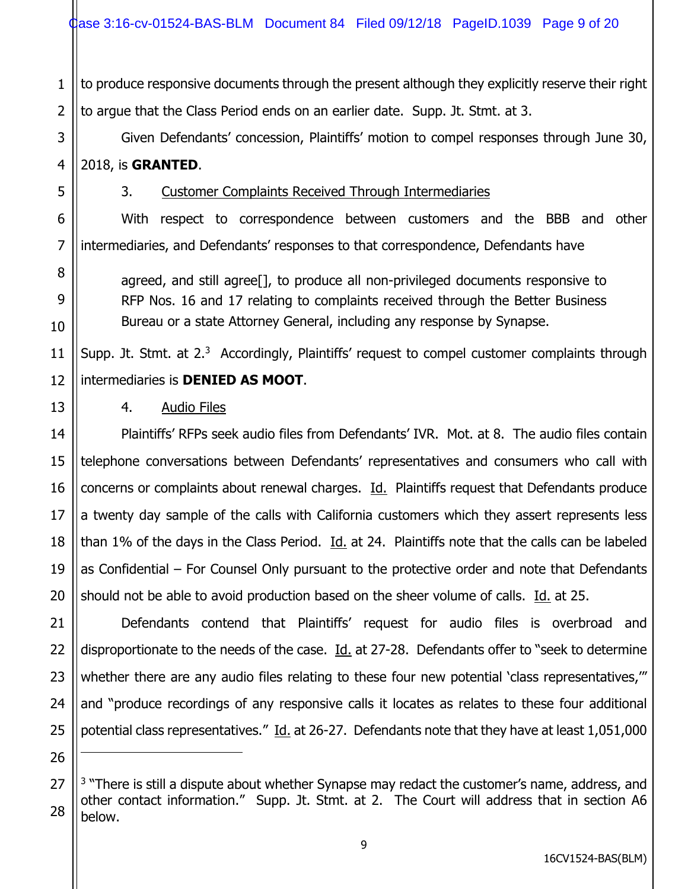to produce responsive documents through the present although they explicitly reserve their right to argue that the Class Period ends on an earlier date. Supp. Jt. Stmt. at 3.

Given Defendants' concession, Plaintiffs' motion to compel responses through June 30, 2018, is **GRANTED**.

3. Customer Complaints Received Through Intermediaries

With respect to correspondence between customers and the BBB and other intermediaries, and Defendants' responses to that correspondence, Defendants have

> agreed, and still agree[], to produce all non-privileged documents responsive to RFP Nos. 16 and 17 relating to complaints received through the Better Business Bureau or a state Attorney General, including any response by Synapse.

Supp. Jt. Stmt. at 2.[3] Accordingly, Plaintiffs' request to compel customer complaints through intermediaries is **DENIED AS MOOT**.

4. Audio Files

Plaintiffs' RFPs seek audio files from Defendants' IVR. Mot. at 8. The audio files contain telephone conversations between Defendants' representatives and consumers who call with concerns or complaints about renewal charges. Id. Plaintiffs request that Defendants produce a twenty day sample of the calls with California customers which they assert represents less than 1% of the days in the Class Period. Id. at 24. Plaintiffs note that the calls can be labeled as Confidential – For Counsel Only pursuant to the protective order and note that Defendants should not be able to avoid production based on the sheer volume of calls. Id. at 25.

Defendants contend that Plaintiffs' request for audio files is overbroad and disproportionate to the needs of the case. Id. at 27-28. Defendants offer to "seek to determine whether there are any audio files relating to these four new potential 'class representatives,'" and "produce recordings of any responsive calls it locates as relates to these four additional potential class representatives." Id. at 26-27. Defendants note that they have at least 1,051,000

---

[3] "There is still a dispute about whether Synapse may redact the customer's name, address, and other contact information." Supp. Jt. Stmt. at 2. The Court will address that in section A6 below.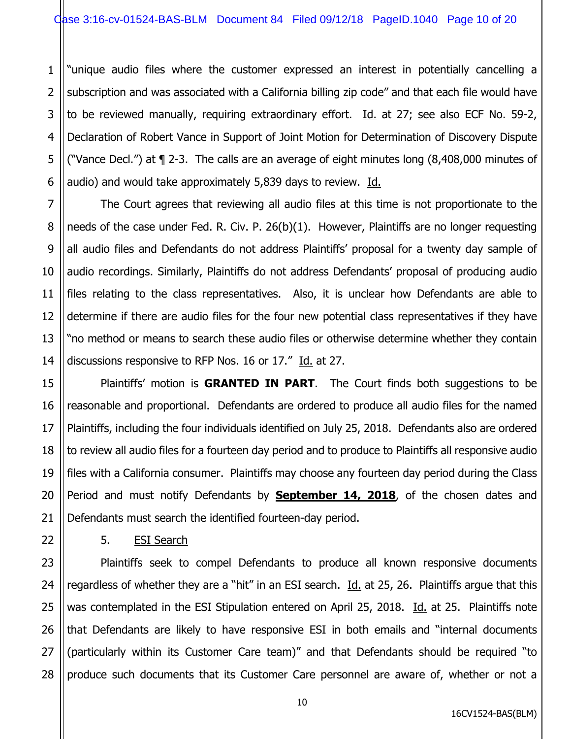"unique audio files where the customer expressed an interest in potentially cancelling a subscription and was associated with a California billing zip code" and that each file would have to be reviewed manually, requiring extraordinary effort. Id. at 27; see also ECF No. 59-2, Declaration of Robert Vance in Support of Joint Motion for Determination of Discovery Dispute ("Vance Decl.") at ¶ 2-3. The calls are an average of eight minutes long (8,408,000 minutes of audio) and would take approximately 5,839 days to review. Id.

The Court agrees that reviewing all audio files at this time is not proportionate to the needs of the case under Fed. R. Civ. P. 26(b)(1). However, Plaintiffs are no longer requesting all audio files and Defendants do not address Plaintiffs' proposal for a twenty day sample of audio recordings. Similarly, Plaintiffs do not address Defendants' proposal of producing audio files relating to the class representatives. Also, it is unclear how Defendants are able to determine if there are audio files for the four new potential class representatives if they have "no method or means to search these audio files or otherwise determine whether they contain discussions responsive to RFP Nos. 16 or 17." Id. at 27.

Plaintiffs' motion is **GRANTED IN PART**. The Court finds both suggestions to be reasonable and proportional. Defendants are ordered to produce all audio files for the named Plaintiffs, including the four individuals identified on July 25, 2018. Defendants also are ordered to review all audio files for a fourteen day period and to produce to Plaintiffs all responsive audio files with a California consumer. Plaintiffs may choose any fourteen day period during the Class Period and must notify Defendants by **September 14, 2018**, of the chosen dates and Defendants must search the identified fourteen-day period.

5. ESI Search

Plaintiffs seek to compel Defendants to produce all known responsive documents regardless of whether they are a "hit" in an ESI search. Id. at 25, 26. Plaintiffs argue that this was contemplated in the ESI Stipulation entered on April 25, 2018. Id. at 25. Plaintiffs note that Defendants are likely to have responsive ESI in both emails and "internal documents (particularly within its Customer Care team)" and that Defendants should be required "to produce such documents that its Customer Care personnel are aware of, whether or not a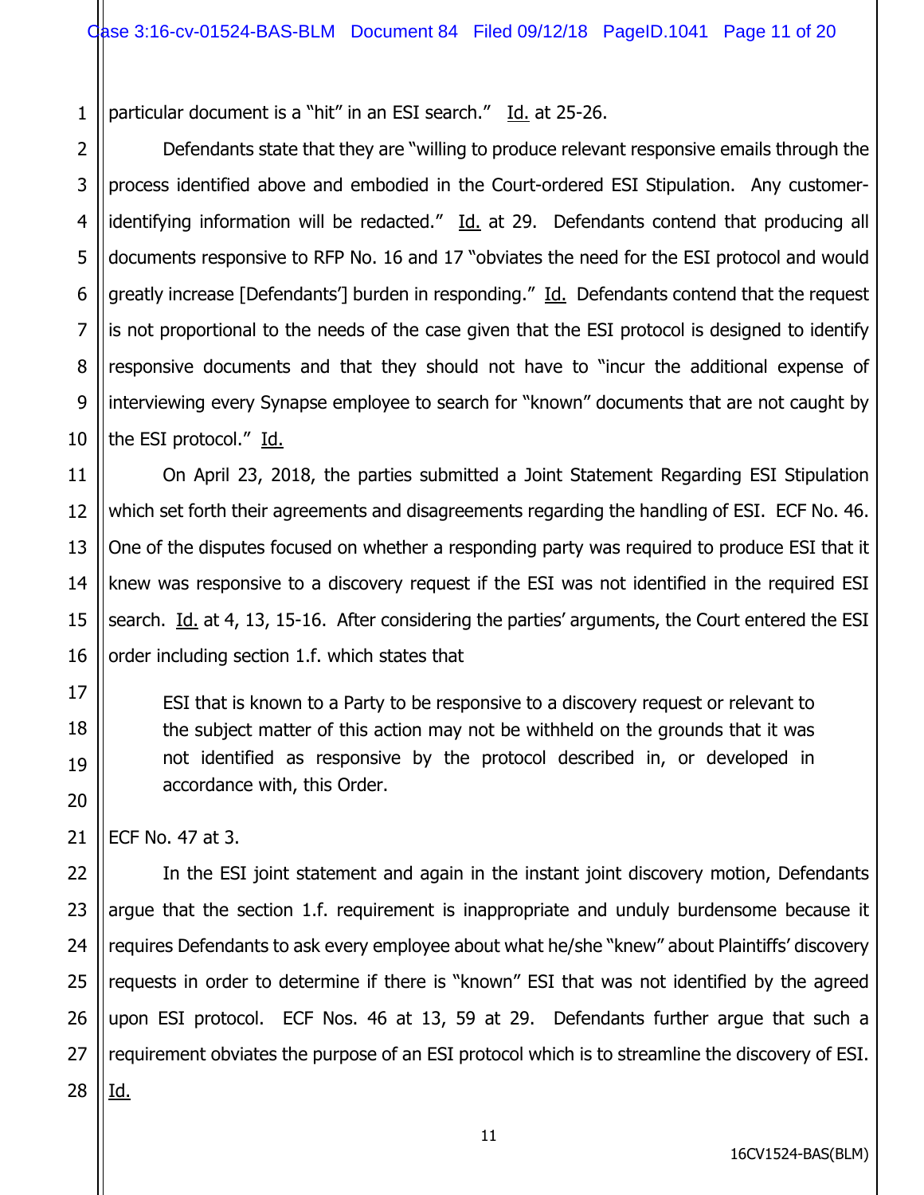particular document is a "hit" in an ESI search." Id. at 25-26.

Defendants state that they are "willing to produce relevant responsive emails through the process identified above and embodied in the Court-ordered ESI Stipulation. Any customer-identifying information will be redacted." Id. at 29. Defendants contend that producing all documents responsive to RFP No. 16 and 17 "obviates the need for the ESI protocol and would greatly increase [Defendants'] burden in responding." Id. Defendants contend that the request is not proportional to the needs of the case given that the ESI protocol is designed to identify responsive documents and that they should not have to "incur the additional expense of interviewing every Synapse employee to search for "known" documents that are not caught by the ESI protocol." Id.

On April 23, 2018, the parties submitted a Joint Statement Regarding ESI Stipulation which set forth their agreements and disagreements regarding the handling of ESI. ECF No. 46. One of the disputes focused on whether a responding party was required to produce ESI that it knew was responsive to a discovery request if the ESI was not identified in the required ESI search. Id. at 4, 13, 15-16. After considering the parties' arguments, the Court entered the ESI order including section 1.f. which states that

> ESI that is known to a Party to be responsive to a discovery request or relevant to the subject matter of this action may not be withheld on the grounds that it was not identified as responsive by the protocol described in, or developed in accordance with, this Order.

ECF No. 47 at 3.

In the ESI joint statement and again in the instant joint discovery motion, Defendants argue that the section 1.f. requirement is inappropriate and unduly burdensome because it requires Defendants to ask every employee about what he/she "knew" about Plaintiffs' discovery requests in order to determine if there is "known" ESI that was not identified by the agreed upon ESI protocol. ECF Nos. 46 at 13, 59 at 29. Defendants further argue that such a requirement obviates the purpose of an ESI protocol which is to streamline the discovery of ESI. Id.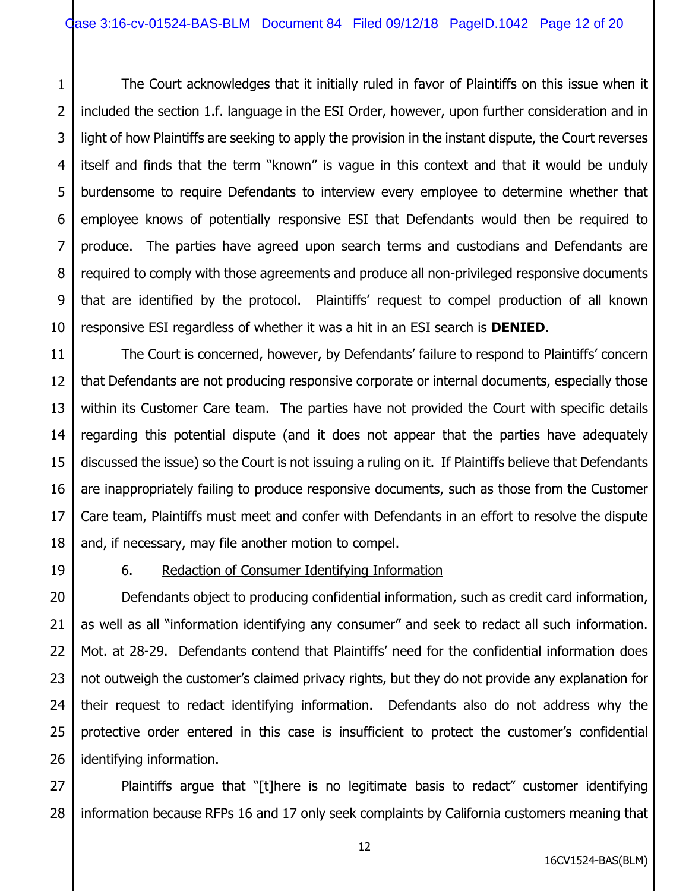The Court acknowledges that it initially ruled in favor of Plaintiffs on this issue when it included the section 1.f. language in the ESI Order, however, upon further consideration and in light of how Plaintiffs are seeking to apply the provision in the instant dispute, the Court reverses itself and finds that the term "known" is vague in this context and that it would be unduly burdensome to require Defendants to interview every employee to determine whether that employee knows of potentially responsive ESI that Defendants would then be required to produce. The parties have agreed upon search terms and custodians and Defendants are required to comply with those agreements and produce all non-privileged responsive documents that are identified by the protocol. Plaintiffs' request to compel production of all known responsive ESI regardless of whether it was a hit in an ESI search is **DENIED**.

The Court is concerned, however, by Defendants' failure to respond to Plaintiffs' concern that Defendants are not producing responsive corporate or internal documents, especially those within its Customer Care team. The parties have not provided the Court with specific details regarding this potential dispute (and it does not appear that the parties have adequately discussed the issue) so the Court is not issuing a ruling on it. If Plaintiffs believe that Defendants are inappropriately failing to produce responsive documents, such as those from the Customer Care team, Plaintiffs must meet and confer with Defendants in an effort to resolve the dispute and, if necessary, may file another motion to compel.

6. Redaction of Consumer Identifying Information

Defendants object to producing confidential information, such as credit card information, as well as all "information identifying any consumer" and seek to redact all such information. Mot. at 28-29. Defendants contend that Plaintiffs' need for the confidential information does not outweigh the customer's claimed privacy rights, but they do not provide any explanation for their request to redact identifying information. Defendants also do not address why the protective order entered in this case is insufficient to protect the customer's confidential identifying information.

Plaintiffs argue that "[t]here is no legitimate basis to redact" customer identifying information because RFPs 16 and 17 only seek complaints by California customers meaning that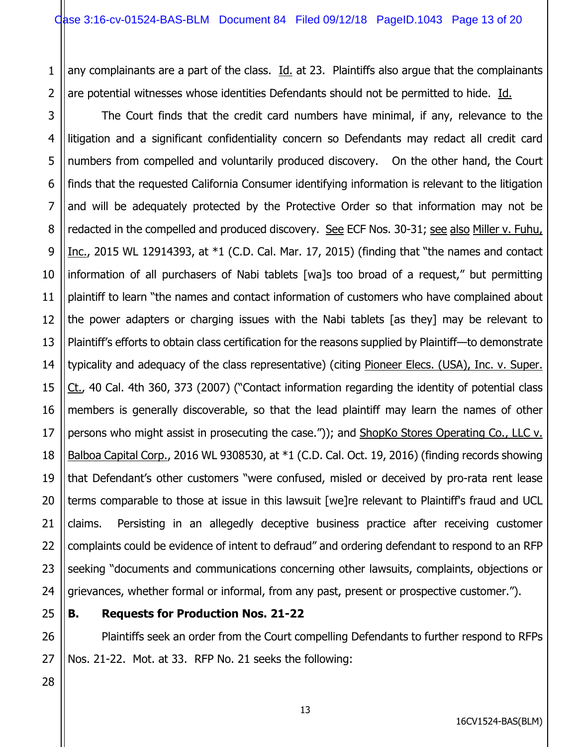any complainants are a part of the class. Id. at 23. Plaintiffs also argue that the complainants are potential witnesses whose identities Defendants should not be permitted to hide. Id.

The Court finds that the credit card numbers have minimal, if any, relevance to the litigation and a significant confidentiality concern so Defendants may redact all credit card numbers from compelled and voluntarily produced discovery. On the other hand, the Court finds that the requested California Consumer identifying information is relevant to the litigation and will be adequately protected by the Protective Order so that information may not be redacted in the compelled and produced discovery. See ECF Nos. 30-31; see also Miller v. Fuhu, Inc., 2015 WL 12914393, at *1 (C.D. Cal. Mar. 17, 2015) (finding that "the names and contact information of all purchasers of Nabi tablets [wa]s too broad of a request," but permitting plaintiff to learn "the names and contact information of customers who have complained about the power adapters or charging issues with the Nabi tablets [as they] may be relevant to Plaintiff's efforts to obtain class certification for the reasons supplied by Plaintiff—to demonstrate typicality and adequacy of the class representative) (citing Pioneer Elecs. (USA), Inc. v. Super. Ct., 40 Cal. 4th 360, 373 (2007) ("Contact information regarding the identity of potential class members is generally discoverable, so that the lead plaintiff may learn the names of other persons who might assist in prosecuting the case.")); and ShopKo Stores Operating Co., LLC v. Balboa Capital Corp., 2016 WL 9308530, at *1 (C.D. Cal. Oct. 19, 2016) (finding records showing that Defendant's other customers "were confused, misled or deceived by pro-rata rent lease terms comparable to those at issue in this lawsuit [we]re relevant to Plaintiff's fraud and UCL claims. Persisting in an allegedly deceptive business practice after receiving customer complaints could be evidence of intent to defraud" and ordering defendant to respond to an RFP seeking "documents and communications concerning other lawsuits, complaints, objections or grievances, whether formal or informal, from any past, present or prospective customer.").

### B. Requests for Production Nos. 21-22

Plaintiffs seek an order from the Court compelling Defendants to further respond to RFPs Nos. 21-22. Mot. at 33. RFP No. 21 seeks the following: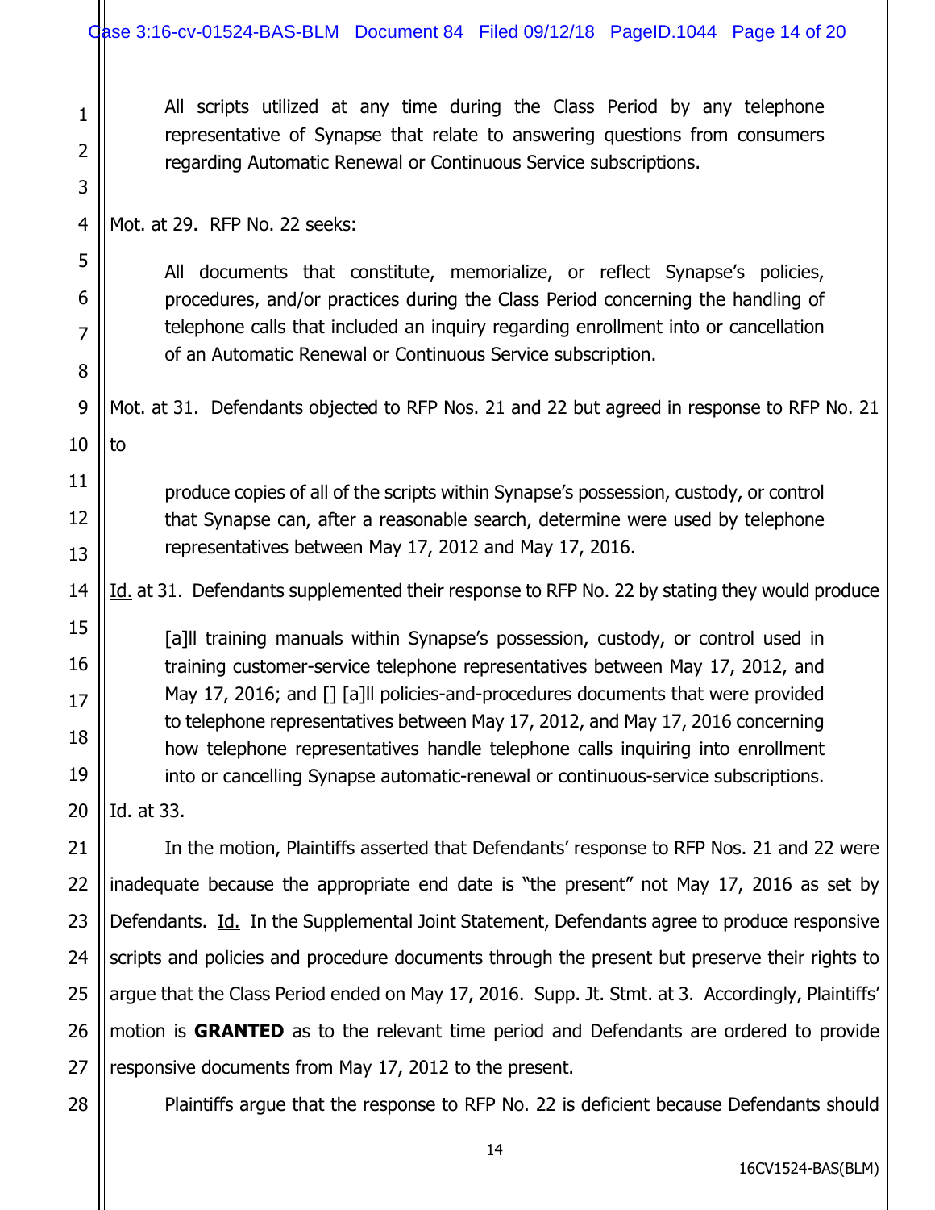> All scripts utilized at any time during the Class Period by any telephone representative of Synapse that relate to answering questions from consumers regarding Automatic Renewal or Continuous Service subscriptions.

Mot. at 29. RFP No. 22 seeks:

> All documents that constitute, memorialize, or reflect Synapse's policies, procedures, and/or practices during the Class Period concerning the handling of telephone calls that included an inquiry regarding enrollment into or cancellation of an Automatic Renewal or Continuous Service subscription.

Mot. at 31. Defendants objected to RFP Nos. 21 and 22 but agreed in response to RFP No. 21 to

> produce copies of all of the scripts within Synapse's possession, custody, or control that Synapse can, after a reasonable search, determine were used by telephone representatives between May 17, 2012 and May 17, 2016.

Id. at 31. Defendants supplemented their response to RFP No. 22 by stating they would produce

> [a]ll training manuals within Synapse's possession, custody, or control used in training customer-service telephone representatives between May 17, 2012, and May 17, 2016; and [] [a]ll policies-and-procedures documents that were provided to telephone representatives between May 17, 2012, and May 17, 2016 concerning how telephone representatives handle telephone calls inquiring into enrollment into or cancelling Synapse automatic-renewal or continuous-service subscriptions.

Id. at 33.

In the motion, Plaintiffs asserted that Defendants' response to RFP Nos. 21 and 22 were inadequate because the appropriate end date is "the present" not May 17, 2016 as set by Defendants. Id. In the Supplemental Joint Statement, Defendants agree to produce responsive scripts and policies and procedure documents through the present but preserve their rights to argue that the Class Period ended on May 17, 2016. Supp. Jt. Stmt. at 3. Accordingly, Plaintiffs' motion is **GRANTED** as to the relevant time period and Defendants are ordered to provide responsive documents from May 17, 2012 to the present.

Plaintiffs argue that the response to RFP No. 22 is deficient because Defendants should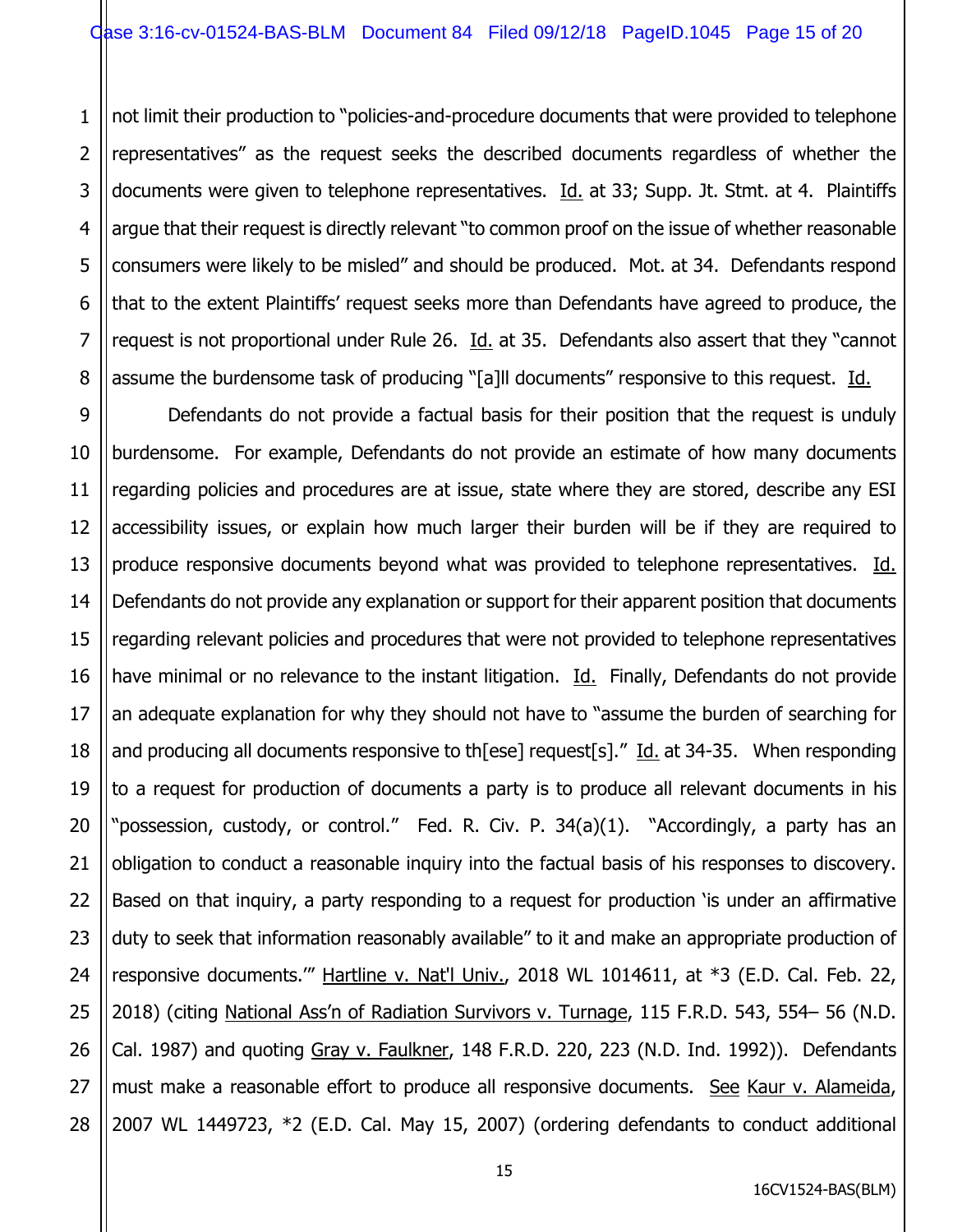not limit their production to "policies-and-procedure documents that were provided to telephone representatives" as the request seeks the described documents regardless of whether the documents were given to telephone representatives. Id. at 33; Supp. Jt. Stmt. at 4. Plaintiffs argue that their request is directly relevant "to common proof on the issue of whether reasonable consumers were likely to be misled" and should be produced. Mot. at 34. Defendants respond that to the extent Plaintiffs' request seeks more than Defendants have agreed to produce, the request is not proportional under Rule 26. Id. at 35. Defendants also assert that they "cannot assume the burdensome task of producing "[a]ll documents" responsive to this request. Id.

Defendants do not provide a factual basis for their position that the request is unduly burdensome. For example, Defendants do not provide an estimate of how many documents regarding policies and procedures are at issue, state where they are stored, describe any ESI accessibility issues, or explain how much larger their burden will be if they are required to produce responsive documents beyond what was provided to telephone representatives. Id. Defendants do not provide any explanation or support for their apparent position that documents regarding relevant policies and procedures that were not provided to telephone representatives have minimal or no relevance to the instant litigation. Id. Finally, Defendants do not provide an adequate explanation for why they should not have to "assume the burden of searching for and producing all documents responsive to th[ese] request[s]." Id. at 34-35. When responding to a request for production of documents a party is to produce all relevant documents in his "possession, custody, or control." Fed. R. Civ. P. 34(a)(1). "Accordingly, a party has an obligation to conduct a reasonable inquiry into the factual basis of his responses to discovery. Based on that inquiry, a party responding to a request for production 'is under an affirmative duty to seek that information reasonably available" to it and make an appropriate production of responsive documents.'" Hartline v. Nat'l Univ., 2018 WL 1014611, at *3 (E.D. Cal. Feb. 22, 2018) (citing National Ass'n of Radiation Survivors v. Turnage, 115 F.R.D. 543, 554– 56 (N.D. Cal. 1987) and quoting Gray v. Faulkner, 148 F.R.D. 220, 223 (N.D. Ind. 1992)). Defendants must make a reasonable effort to produce all responsive documents. See Kaur v. Alameida, 2007 WL 1449723, *2 (E.D. Cal. May 15, 2007) (ordering defendants to conduct additional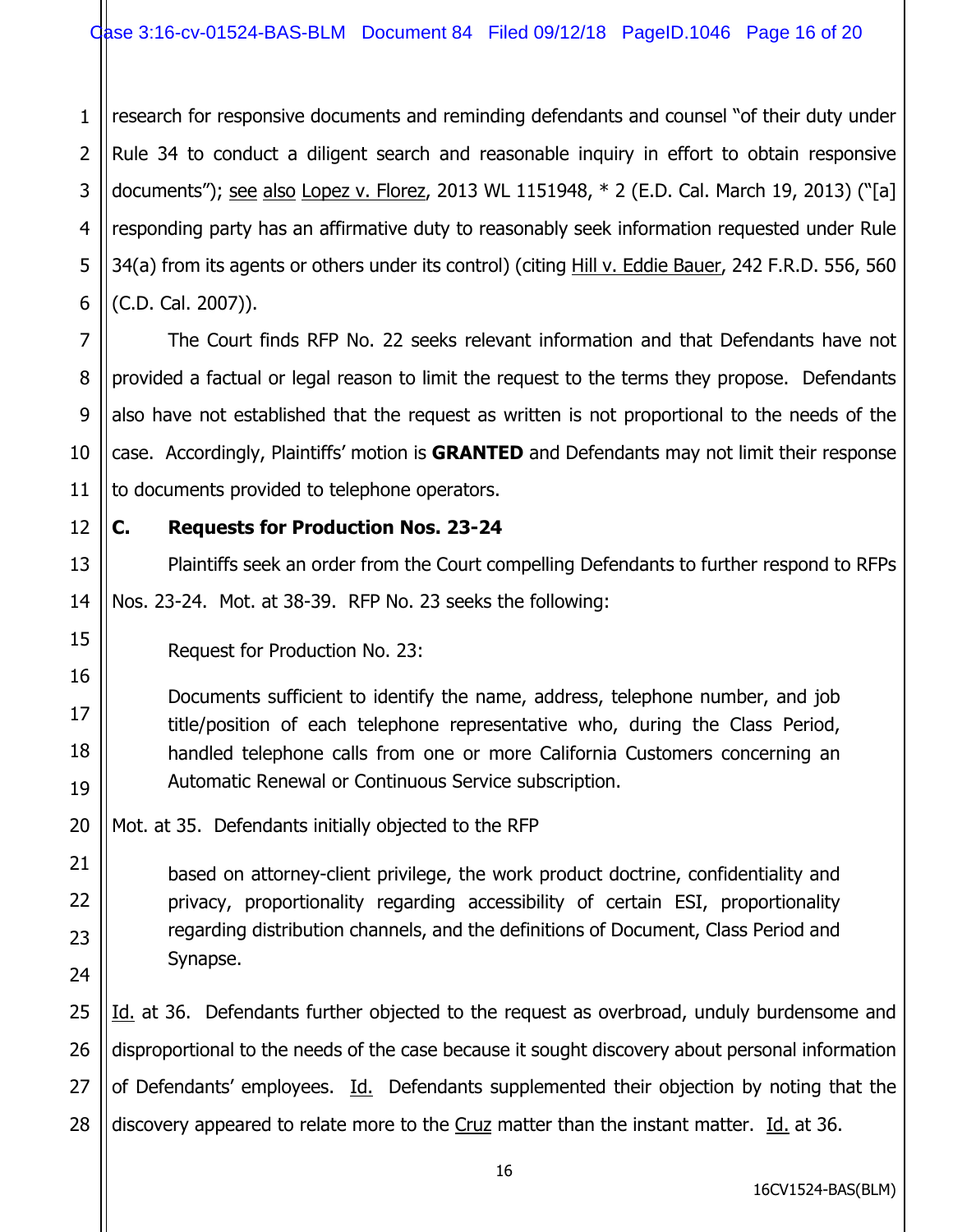research for responsive documents and reminding defendants and counsel "of their duty under Rule 34 to conduct a diligent search and reasonable inquiry in effort to obtain responsive documents"); see also Lopez v. Florez, 2013 WL 1151948, * 2 (E.D. Cal. March 19, 2013) ("[a] responding party has an affirmative duty to reasonably seek information requested under Rule 34(a) from its agents or others under its control) (citing Hill v. Eddie Bauer, 242 F.R.D. 556, 560 (C.D. Cal. 2007)).

The Court finds RFP No. 22 seeks relevant information and that Defendants have not provided a factual or legal reason to limit the request to the terms they propose. Defendants also have not established that the request as written is not proportional to the needs of the case. Accordingly, Plaintiffs' motion is **GRANTED** and Defendants may not limit their response to documents provided to telephone operators.

### C. Requests for Production Nos. 23-24

Plaintiffs seek an order from the Court compelling Defendants to further respond to RFPs Nos. 23-24. Mot. at 38-39. RFP No. 23 seeks the following:

> Request for Production No. 23:
>
> Documents sufficient to identify the name, address, telephone number, and job title/position of each telephone representative who, during the Class Period, handled telephone calls from one or more California Customers concerning an Automatic Renewal or Continuous Service subscription.

Mot. at 35. Defendants initially objected to the RFP

> based on attorney-client privilege, the work product doctrine, confidentiality and privacy, proportionality regarding accessibility of certain ESI, proportionality regarding distribution channels, and the definitions of Document, Class Period and Synapse.

Id. at 36. Defendants further objected to the request as overbroad, unduly burdensome and disproportional to the needs of the case because it sought discovery about personal information of Defendants' employees. Id. Defendants supplemented their objection by noting that the discovery appeared to relate more to the Cruz matter than the instant matter. Id. at 36.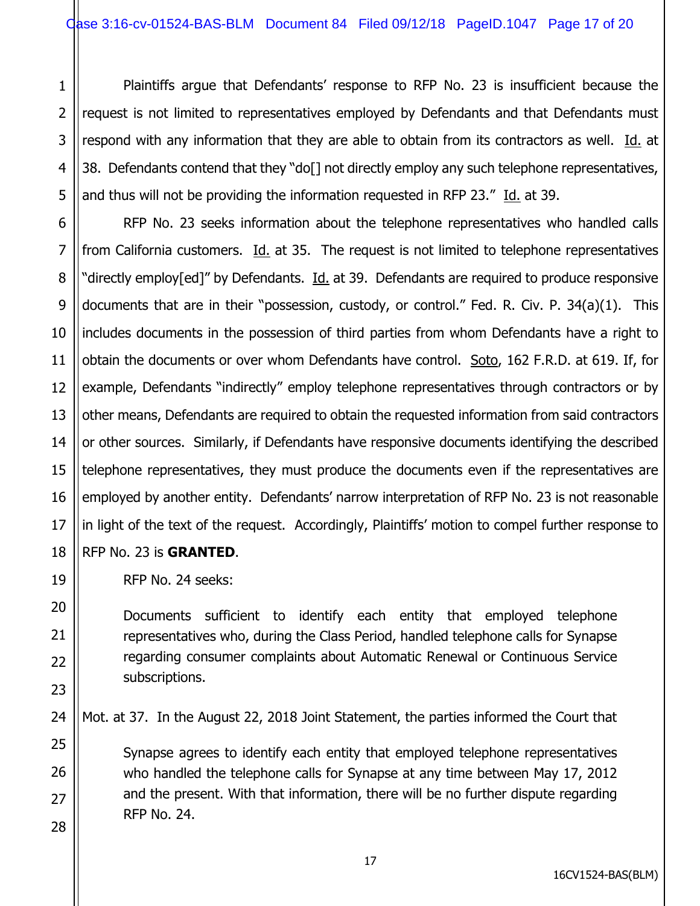Plaintiffs argue that Defendants' response to RFP No. 23 is insufficient because the request is not limited to representatives employed by Defendants and that Defendants must respond with any information that they are able to obtain from its contractors as well. Id. at 38. Defendants contend that they "do[] not directly employ any such telephone representatives, and thus will not be providing the information requested in RFP 23." Id. at 39.

RFP No. 23 seeks information about the telephone representatives who handled calls from California customers. Id. at 35. The request is not limited to telephone representatives "directly employ[ed]" by Defendants. Id. at 39. Defendants are required to produce responsive documents that are in their "possession, custody, or control." Fed. R. Civ. P. 34(a)(1). This includes documents in the possession of third parties from whom Defendants have a right to obtain the documents or over whom Defendants have control. Soto, 162 F.R.D. at 619. If, for example, Defendants "indirectly" employ telephone representatives through contractors or by other means, Defendants are required to obtain the requested information from said contractors or other sources. Similarly, if Defendants have responsive documents identifying the described telephone representatives, they must produce the documents even if the representatives are employed by another entity. Defendants' narrow interpretation of RFP No. 23 is not reasonable in light of the text of the request. Accordingly, Plaintiffs' motion to compel further response to RFP No. 23 is **GRANTED**.

RFP No. 24 seeks:

> Documents sufficient to identify each entity that employed telephone representatives who, during the Class Period, handled telephone calls for Synapse regarding consumer complaints about Automatic Renewal or Continuous Service subscriptions.

Mot. at 37. In the August 22, 2018 Joint Statement, the parties informed the Court that

> Synapse agrees to identify each entity that employed telephone representatives who handled the telephone calls for Synapse at any time between May 17, 2012 and the present. With that information, there will be no further dispute regarding RFP No. 24.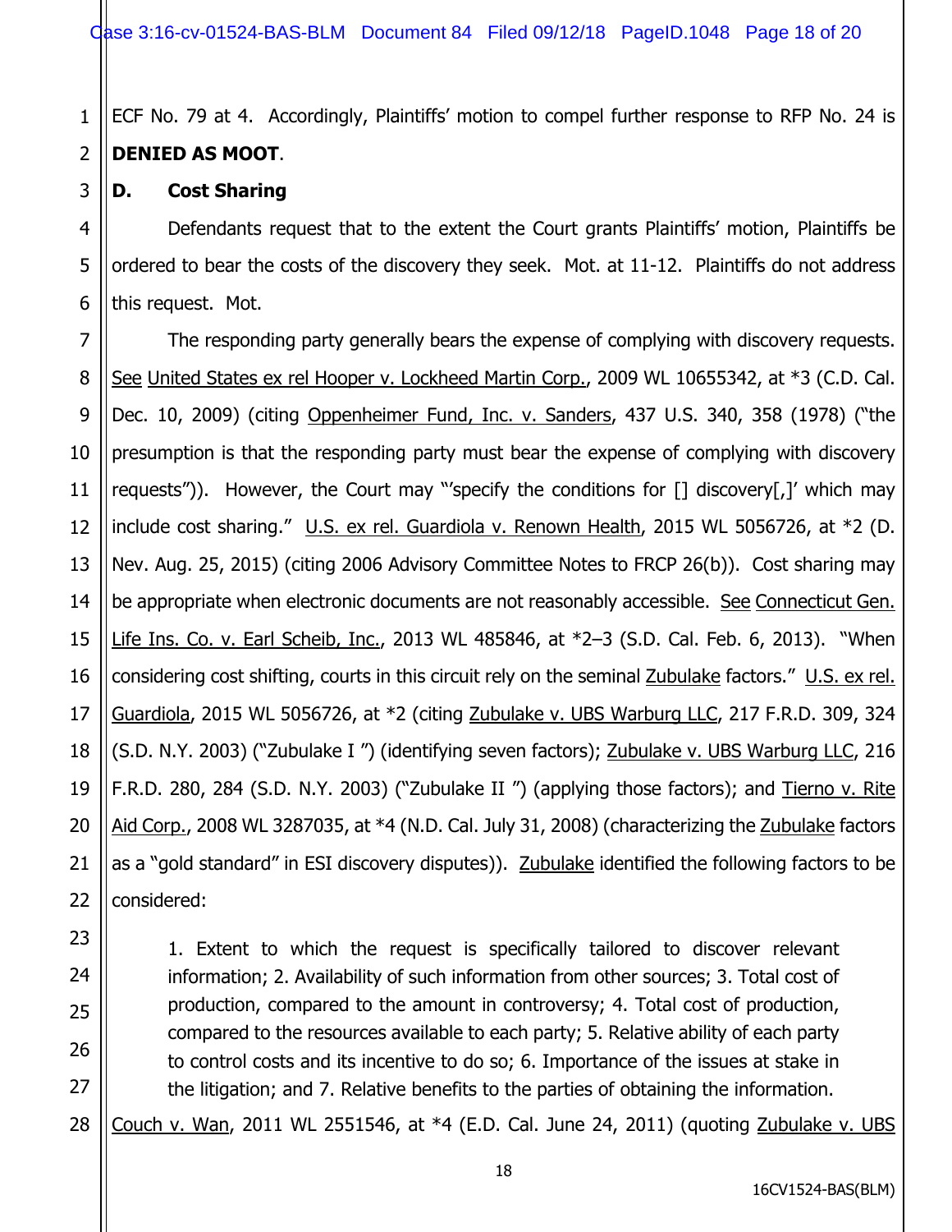ECF No. 79 at 4. Accordingly, Plaintiffs' motion to compel further response to RFP No. 24 is **DENIED AS MOOT**.

**D. Cost Sharing**

Defendants request that to the extent the Court grants Plaintiffs' motion, Plaintiffs be ordered to bear the costs of the discovery they seek. Mot. at 11-12. Plaintiffs do not address this request. Mot.

The responding party generally bears the expense of complying with discovery requests. See United States ex rel Hooper v. Lockheed Martin Corp., 2009 WL 10655342, at *3 (C.D. Cal. Dec. 10, 2009) (citing Oppenheimer Fund, Inc. v. Sanders, 437 U.S. 340, 358 (1978) ("the presumption is that the responding party must bear the expense of complying with discovery requests")). However, the Court may "'specify the conditions for [] discovery[,]' which may include cost sharing." U.S. ex rel. Guardiola v. Renown Health, 2015 WL 5056726, at *2 (D. Nev. Aug. 25, 2015) (citing 2006 Advisory Committee Notes to FRCP 26(b)). Cost sharing may be appropriate when electronic documents are not reasonably accessible. See Connecticut Gen. Life Ins. Co. v. Earl Scheib, Inc., 2013 WL 485846, at *2–3 (S.D. Cal. Feb. 6, 2013). "When considering cost shifting, courts in this circuit rely on the seminal Zubulake factors." U.S. ex rel. Guardiola, 2015 WL 5056726, at *2 (citing Zubulake v. UBS Warburg LLC, 217 F.R.D. 309, 324 (S.D. N.Y. 2003) ("Zubulake I ") (identifying seven factors); Zubulake v. UBS Warburg LLC, 216 F.R.D. 280, 284 (S.D. N.Y. 2003) ("Zubulake II ") (applying those factors); and Tierno v. Rite Aid Corp., 2008 WL 3287035, at *4 (N.D. Cal. July 31, 2008) (characterizing the Zubulake factors as a "gold standard" in ESI discovery disputes)). Zubulake identified the following factors to be considered:

> 1. Extent to which the request is specifically tailored to discover relevant information; 2. Availability of such information from other sources; 3. Total cost of production, compared to the amount in controversy; 4. Total cost of production, compared to the resources available to each party; 5. Relative ability of each party to control costs and its incentive to do so; 6. Importance of the issues at stake in the litigation; and 7. Relative benefits to the parties of obtaining the information.

Couch v. Wan, 2011 WL 2551546, at *4 (E.D. Cal. June 24, 2011) (quoting Zubulake v. UBS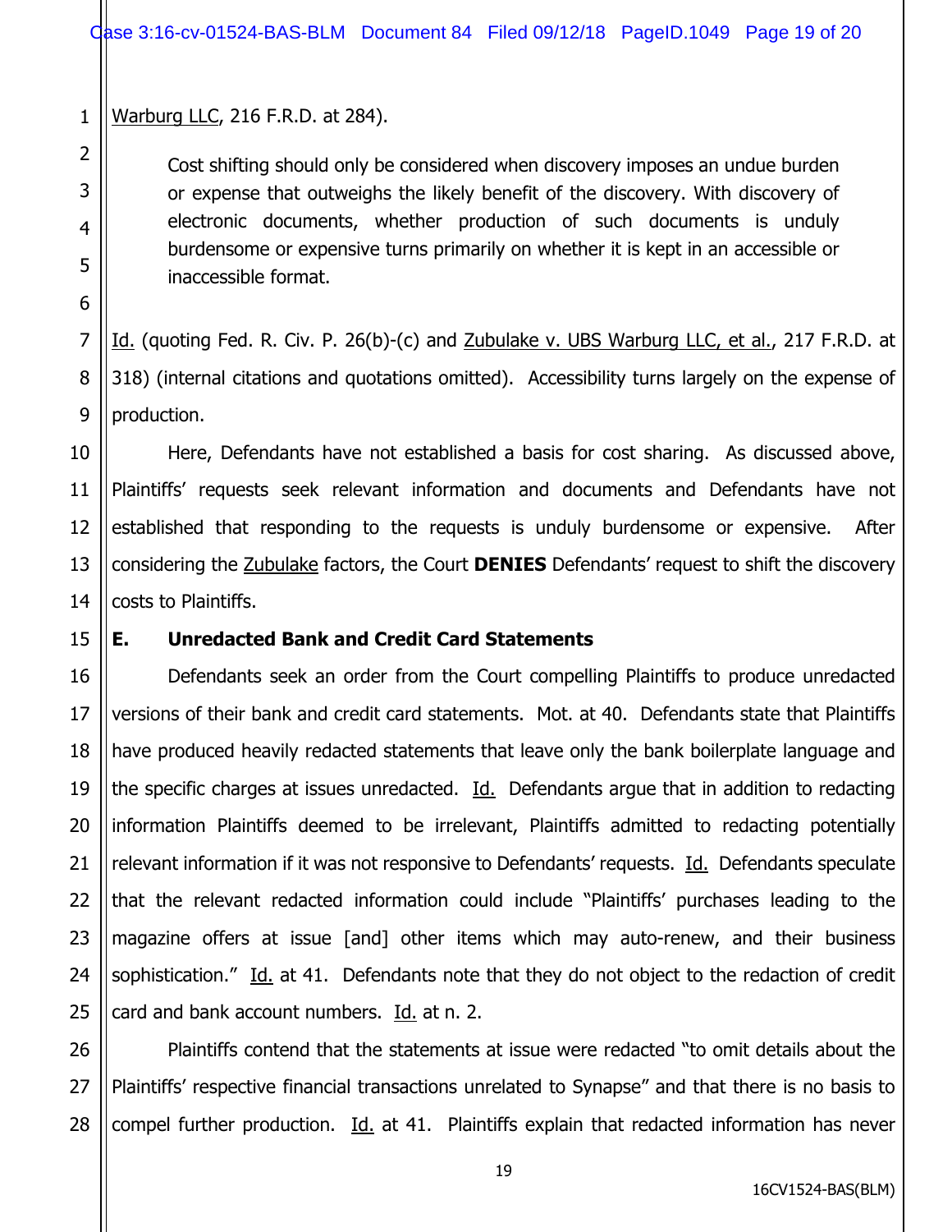Warburg LLC, 216 F.R.D. at 284).

> Cost shifting should only be considered when discovery imposes an undue burden or expense that outweighs the likely benefit of the discovery. With discovery of electronic documents, whether production of such documents is unduly burdensome or expensive turns primarily on whether it is kept in an accessible or inaccessible format.

Id. (quoting Fed. R. Civ. P. 26(b)-(c) and Zubulake v. UBS Warburg LLC, et al., 217 F.R.D. at 318) (internal citations and quotations omitted). Accessibility turns largely on the expense of production.

Here, Defendants have not established a basis for cost sharing. As discussed above, Plaintiffs' requests seek relevant information and documents and Defendants have not established that responding to the requests is unduly burdensome or expensive. After considering the Zubulake factors, the Court **DENIES** Defendants' request to shift the discovery costs to Plaintiffs.

### E. Unredacted Bank and Credit Card Statements

Defendants seek an order from the Court compelling Plaintiffs to produce unredacted versions of their bank and credit card statements. Mot. at 40. Defendants state that Plaintiffs have produced heavily redacted statements that leave only the bank boilerplate language and the specific charges at issues unredacted. Id. Defendants argue that in addition to redacting information Plaintiffs deemed to be irrelevant, Plaintiffs admitted to redacting potentially relevant information if it was not responsive to Defendants' requests. Id. Defendants speculate that the relevant redacted information could include "Plaintiffs' purchases leading to the magazine offers at issue [and] other items which may auto-renew, and their business sophistication." Id. at 41. Defendants note that they do not object to the redaction of credit card and bank account numbers. Id. at n. 2.

Plaintiffs contend that the statements at issue were redacted "to omit details about the Plaintiffs' respective financial transactions unrelated to Synapse" and that there is no basis to compel further production. Id. at 41. Plaintiffs explain that redacted information has never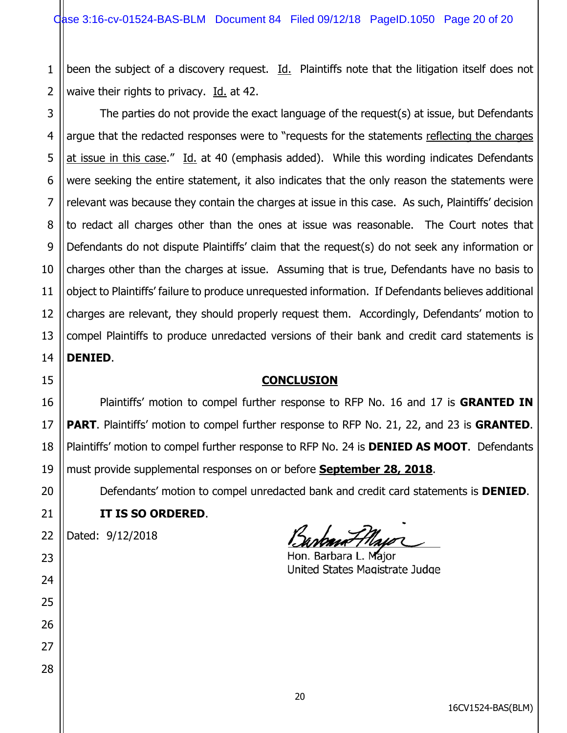been the subject of a discovery request. Id. Plaintiffs note that the litigation itself does not waive their rights to privacy. Id. at 42.

The parties do not provide the exact language of the request(s) at issue, but Defendants argue that the redacted responses were to "requests for the statements reflecting the charges at issue in this case." Id. at 40 (emphasis added). While this wording indicates Defendants were seeking the entire statement, it also indicates that the only reason the statements were relevant was because they contain the charges at issue in this case. As such, Plaintiffs' decision to redact all charges other than the ones at issue was reasonable. The Court notes that Defendants do not dispute Plaintiffs' claim that the request(s) do not seek any information or charges other than the charges at issue. Assuming that is true, Defendants have no basis to object to Plaintiffs' failure to produce unrequested information. If Defendants believes additional charges are relevant, they should properly request them. Accordingly, Defendants' motion to compel Plaintiffs to produce unredacted versions of their bank and credit card statements is **DENIED**.

## CONCLUSION

Plaintiffs' motion to compel further response to RFP No. 16 and 17 is **GRANTED IN PART**. Plaintiffs' motion to compel further response to RFP No. 21, 22, and 23 is **GRANTED**. Plaintiffs' motion to compel further response to RFP No. 24 is **DENIED AS MOOT**. Defendants must provide supplemental responses on or before **September 28, 2018**.

Defendants' motion to compel unredacted bank and credit card statements is **DENIED**.

**IT IS SO ORDERED**.

Dated: 9/12/2018

Hon. Barbara L. Major
United States Magistrate Judge